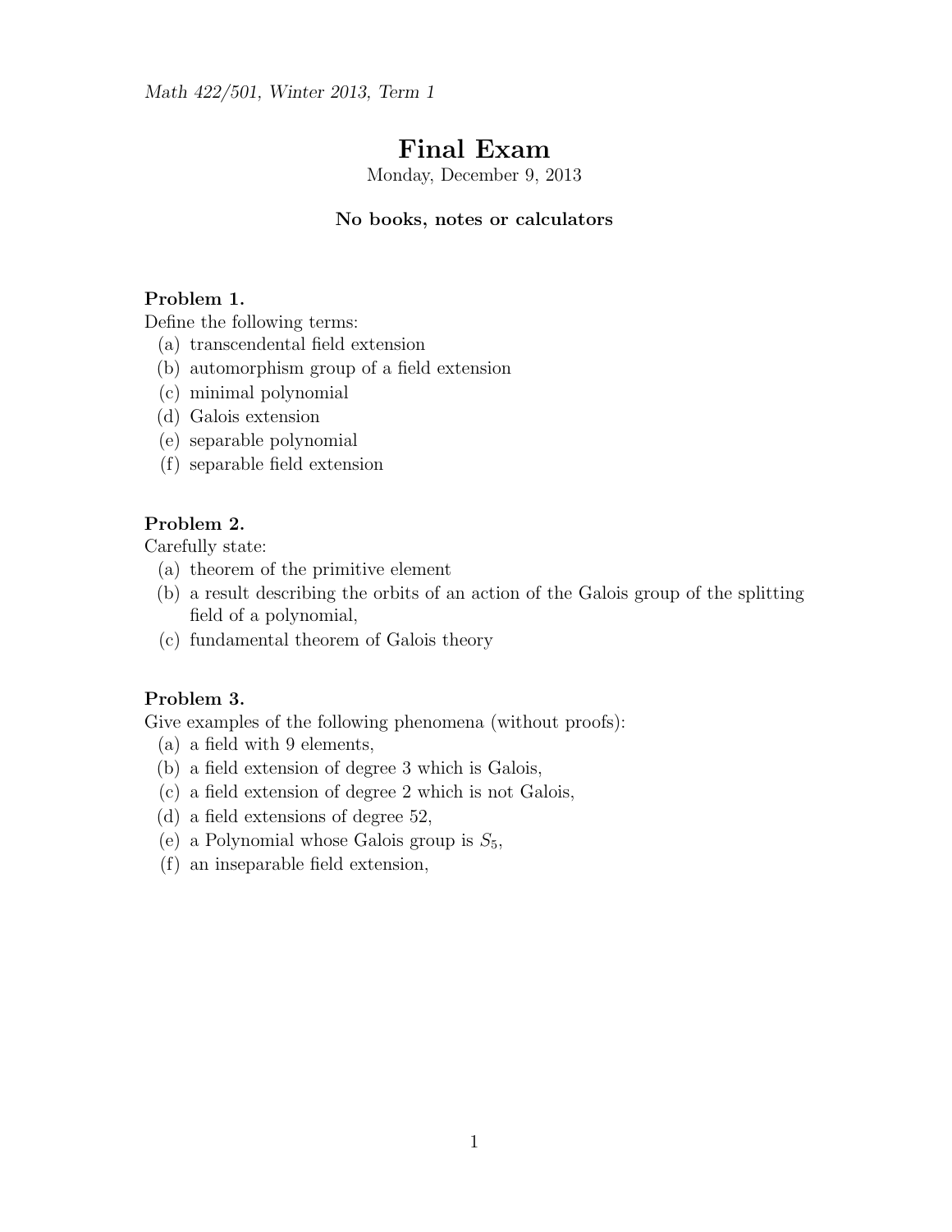*Math 422/501, Winter 2013, Term 1*

# Final Exam

Monday, December 9, 2013

**No books, notes or calculators**

### Problem 1.

Define the following terms:

(a) transcendental field extension
(b) automorphism group of a field extension
(c) minimal polynomial
(d) Galois extension
(e) separable polynomial
(f) separable field extension

### Problem 2.

Carefully state:

(a) theorem of the primitive element
(b) a result describing the orbits of an action of the Galois group of the splitting field of a polynomial,
(c) fundamental theorem of Galois theory

### Problem 3.

Give examples of the following phenomena (without proofs):

(a) a field with 9 elements,
(b) a field extension of degree 3 which is Galois,
(c) a field extension of degree 2 which is not Galois,
(d) a field extensions of degree 52,
(e) a Polynomial whose Galois group is $S_5$,
(f) an inseparable field extension,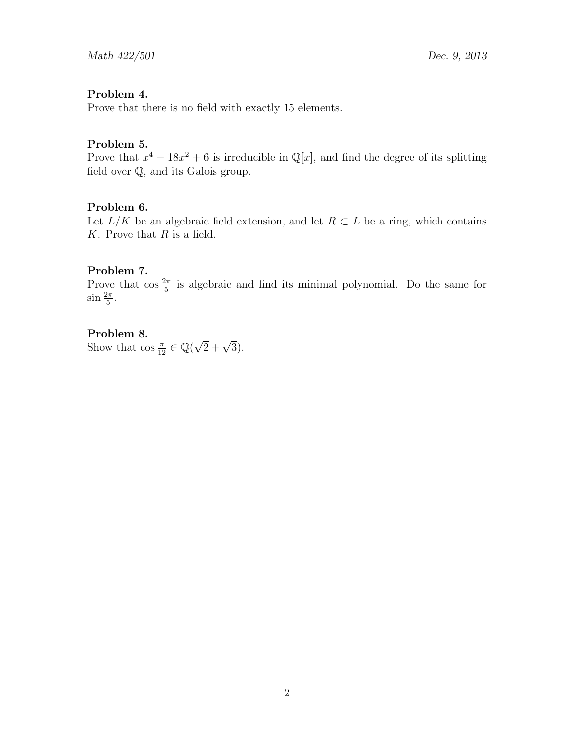**Problem 4.**
Prove that there is no field with exactly 15 elements.

**Problem 5.**
Prove that $x^4 - 18x^2 + 6$ is irreducible in $\mathbb{Q}[x]$, and find the degree of its splitting field over $\mathbb{Q}$, and its Galois group.

**Problem 6.**
Let $L/K$ be an algebraic field extension, and let $R \subset L$ be a ring, which contains $K$. Prove that $R$ is a field.

**Problem 7.**
Prove that $\cos \frac{2\pi}{5}$ is algebraic and find its minimal polynomial. Do the same for $\sin \frac{2\pi}{5}$.

**Problem 8.**
Show that $\cos \frac{\pi}{12} \in \mathbb{Q}(\sqrt{2} + \sqrt{3})$.